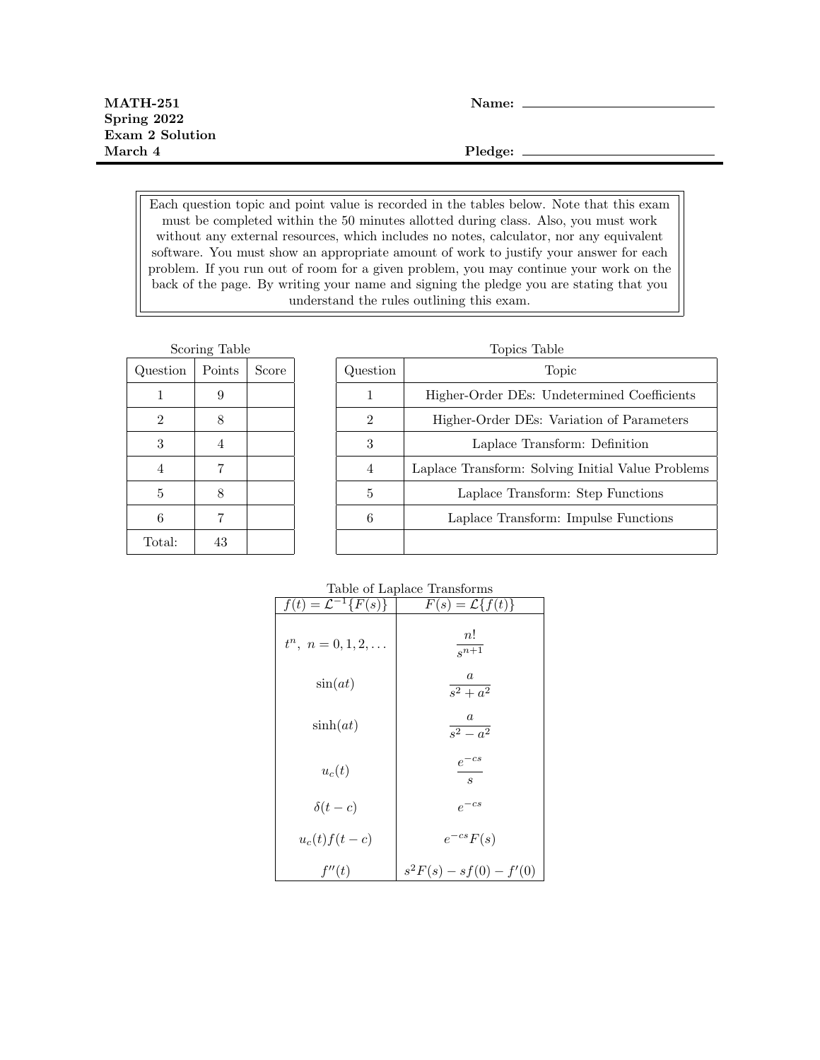**MATH-251**
**Spring 2022**
**Exam 2 Solution**
**March 4**

**Name:** \_\_\_\_\_\_\_\_\_\_\_\_\_\_\_\_\_\_\_\_\_\_\_\_\_\_\_\_

**Pledge:** \_\_\_\_\_\_\_\_\_\_\_\_\_\_\_\_\_\_\_\_\_\_\_\_\_\_\_\_

Each question topic and point value is recorded in the tables below. Note that this exam must be completed within the 50 minutes allotted during class. Also, you must work without any external resources, which includes no notes, calculator, nor any equivalent software. You must show an appropriate amount of work to justify your answer for each problem. If you run out of room for a given problem, you may continue your work on the back of the page. By writing your name and signing the pledge you are stating that you understand the rules outlining this exam.

Scoring Table

| Question | Points | Score |
|---|---|---|
| 1 | 9 | |
| 2 | 8 | |
| 3 | 4 | |
| 4 | 7 | |
| 5 | 8 | |
| 6 | 7 | |
| Total: | 43 | |

Topics Table

| Question | Topic |
|---|---|
| 1 | Higher-Order DEs: Undetermined Coefficients |
| 2 | Higher-Order DEs: Variation of Parameters |
| 3 | Laplace Transform: Definition |
| 4 | Laplace Transform: Solving Initial Value Problems |
| 5 | Laplace Transform: Step Functions |
| 6 | Laplace Transform: Impulse Functions |
| | |

Table of Laplace Transforms

| $f(t) = \mathcal{L}^{-1}\{F(s)\}$ | $F(s) = \mathcal{L}\{f(t)\}$ |
|---|---|
| $t^n,\ n = 0, 1, 2, \dots$ | $\dfrac{n!}{s^{n+1}}$ |
| $\sin(at)$ | $\dfrac{a}{s^2 + a^2}$ |
| $\sinh(at)$ | $\dfrac{a}{s^2 - a^2}$ |
| $u_c(t)$ | $\dfrac{e^{-cs}}{s}$ |
| $\delta(t - c)$ | $e^{-cs}$ |
| $u_c(t)f(t - c)$ | $e^{-cs}F(s)$ |
| $f''(t)$ | $s^2F(s) - sf(0) - f'(0)$ |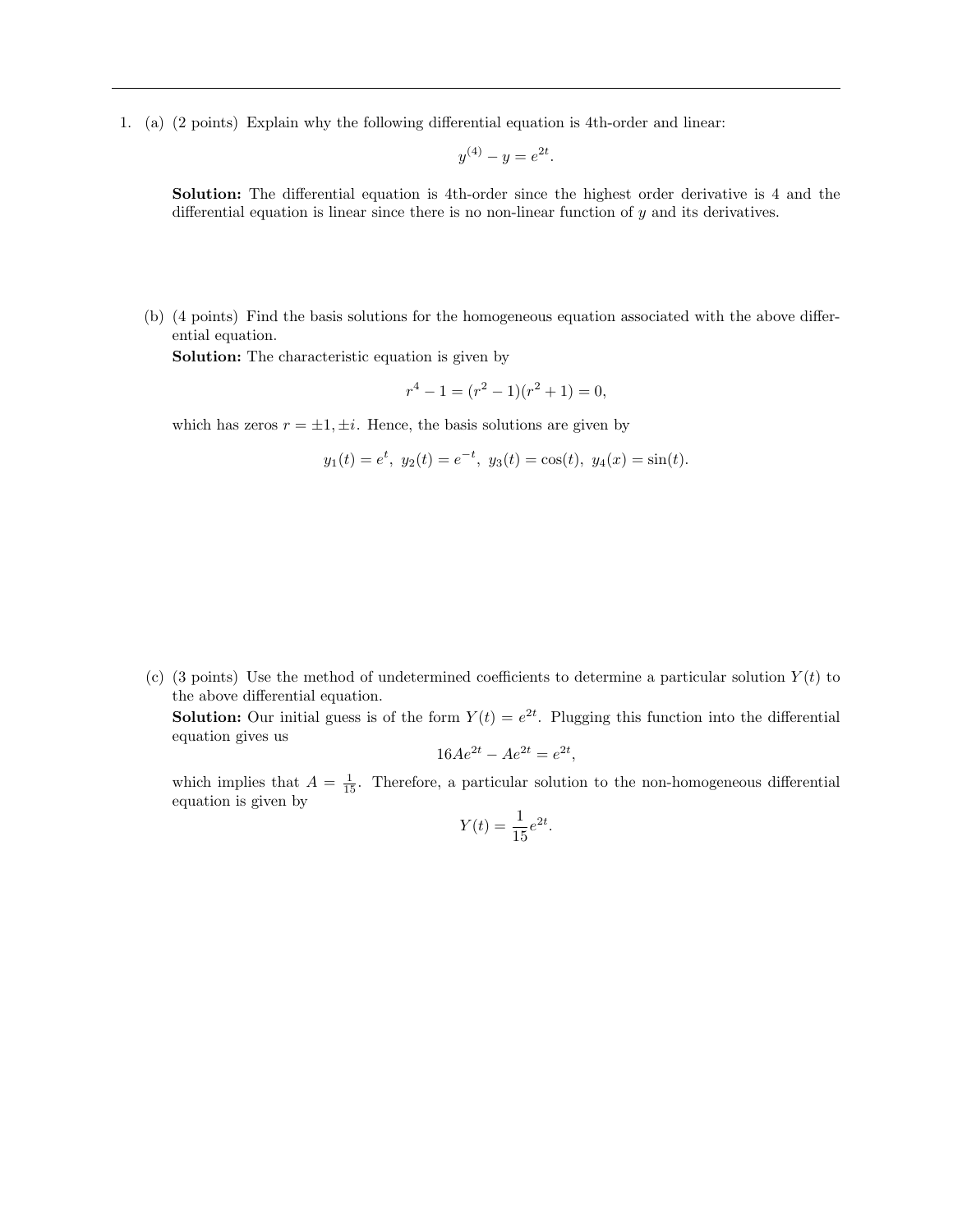1. (a) (2 points) Explain why the following differential equation is 4th-order and linear:

$$y^{(4)} - y = e^{2t}.$$

**Solution:** The differential equation is 4th-order since the highest order derivative is 4 and the differential equation is linear since there is no non-linear function of $y$ and its derivatives.

(b) (4 points) Find the basis solutions for the homogeneous equation associated with the above differential equation.

**Solution:** The characteristic equation is given by

$$r^4 - 1 = (r^2 - 1)(r^2 + 1) = 0,$$

which has zeros $r = \pm 1, \pm i$. Hence, the basis solutions are given by

$$y_1(t) = e^t, \ y_2(t) = e^{-t}, \ y_3(t) = \cos(t), \ y_4(x) = \sin(t).$$

(c) (3 points) Use the method of undetermined coefficients to determine a particular solution $Y(t)$ to the above differential equation.

**Solution:** Our initial guess is of the form $Y(t) = e^{2t}$. Plugging this function into the differential equation gives us

$$16Ae^{2t} - Ae^{2t} = e^{2t},$$

which implies that $A = \frac{1}{15}$. Therefore, a particular solution to the non-homogeneous differential equation is given by

$$Y(t) = \frac{1}{15}e^{2t}.$$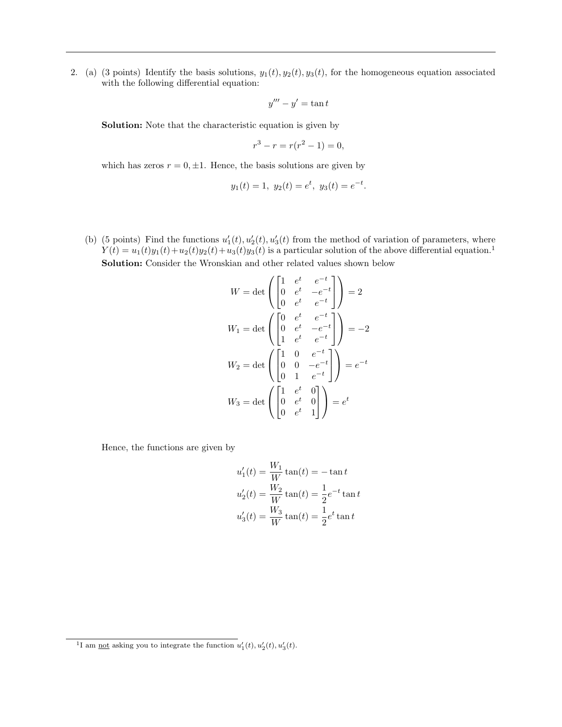2. (a) (3 points) Identify the basis solutions, $y_1(t), y_2(t), y_3(t)$, for the homogeneous equation associated with the following differential equation:

$$y''' - y' = \tan t$$

**Solution:** Note that the characteristic equation is given by

$$r^3 - r = r(r^2 - 1) = 0,$$

which has zeros $r = 0, \pm 1$. Hence, the basis solutions are given by

$$y_1(t) = 1, \; y_2(t) = e^t, \; y_3(t) = e^{-t}.$$

(b) (5 points) Find the functions $u_1'(t), u_2'(t), u_3'(t)$ from the method of variation of parameters, where $Y(t) = u_1(t)y_1(t) + u_2(t)y_2(t) + u_3(t)y_3(t)$ is a particular solution of the above differential equation.[1]

**Solution:** Consider the Wronskian and other related values shown below

$$W = \det\left(\begin{bmatrix} 1 & e^t & e^{-t} \\ 0 & e^t & -e^{-t} \\ 0 & e^t & e^{-t} \end{bmatrix}\right) = 2$$

$$W_1 = \det\left(\begin{bmatrix} 0 & e^t & e^{-t} \\ 0 & e^t & -e^{-t} \\ 1 & e^t & e^{-t} \end{bmatrix}\right) = -2$$

$$W_2 = \det\left(\begin{bmatrix} 1 & 0 & e^{-t} \\ 0 & 0 & -e^{-t} \\ 0 & 1 & e^{-t} \end{bmatrix}\right) = e^{-t}$$

$$W_3 = \det\left(\begin{bmatrix} 1 & e^t & 0 \\ 0 & e^t & 0 \\ 0 & e^t & 1 \end{bmatrix}\right) = e^t$$

Hence, the functions are given by

$$u_1'(t) = \frac{W_1}{W}\tan(t) = -\tan t$$

$$u_2'(t) = \frac{W_2}{W}\tan(t) = \frac{1}{2}e^{-t}\tan t$$

$$u_3'(t) = \frac{W_3}{W}\tan(t) = \frac{1}{2}e^{t}\tan t$$

[1] I am not asking you to integrate the function $u_1'(t), u_2'(t), u_3'(t)$.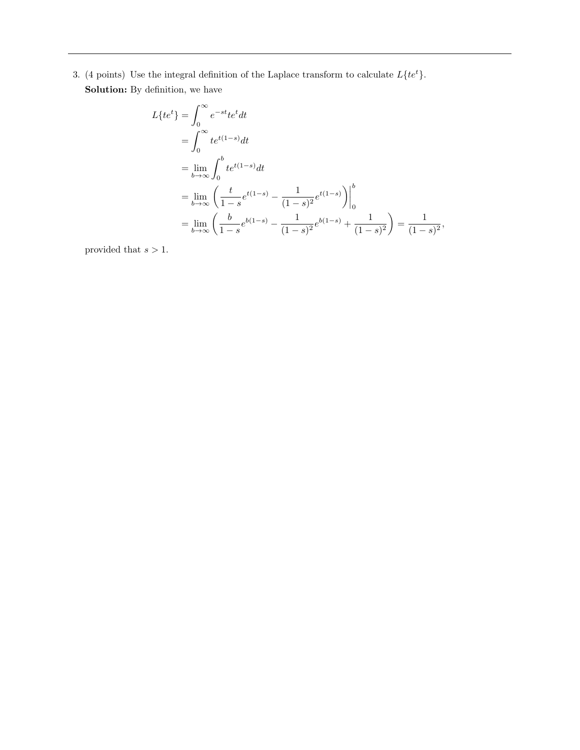3. (4 points) Use the integral definition of the Laplace transform to calculate $L\{te^t\}$.

**Solution:** By definition, we have

$$
\begin{aligned}
L\{te^t\} &= \int_0^\infty e^{-st} te^t dt \\
&= \int_0^\infty te^{t(1-s)} dt \\
&= \lim_{b \to \infty} \int_0^b te^{t(1-s)} dt \\
&= \lim_{b \to \infty} \left( \frac{t}{1-s} e^{t(1-s)} - \frac{1}{(1-s)^2} e^{t(1-s)} \right) \Bigg|_0^b \\
&= \lim_{b \to \infty} \left( \frac{b}{1-s} e^{b(1-s)} - \frac{1}{(1-s)^2} e^{b(1-s)} + \frac{1}{(1-s)^2} \right) = \frac{1}{(1-s)^2},
\end{aligned}
$$

provided that $s > 1$.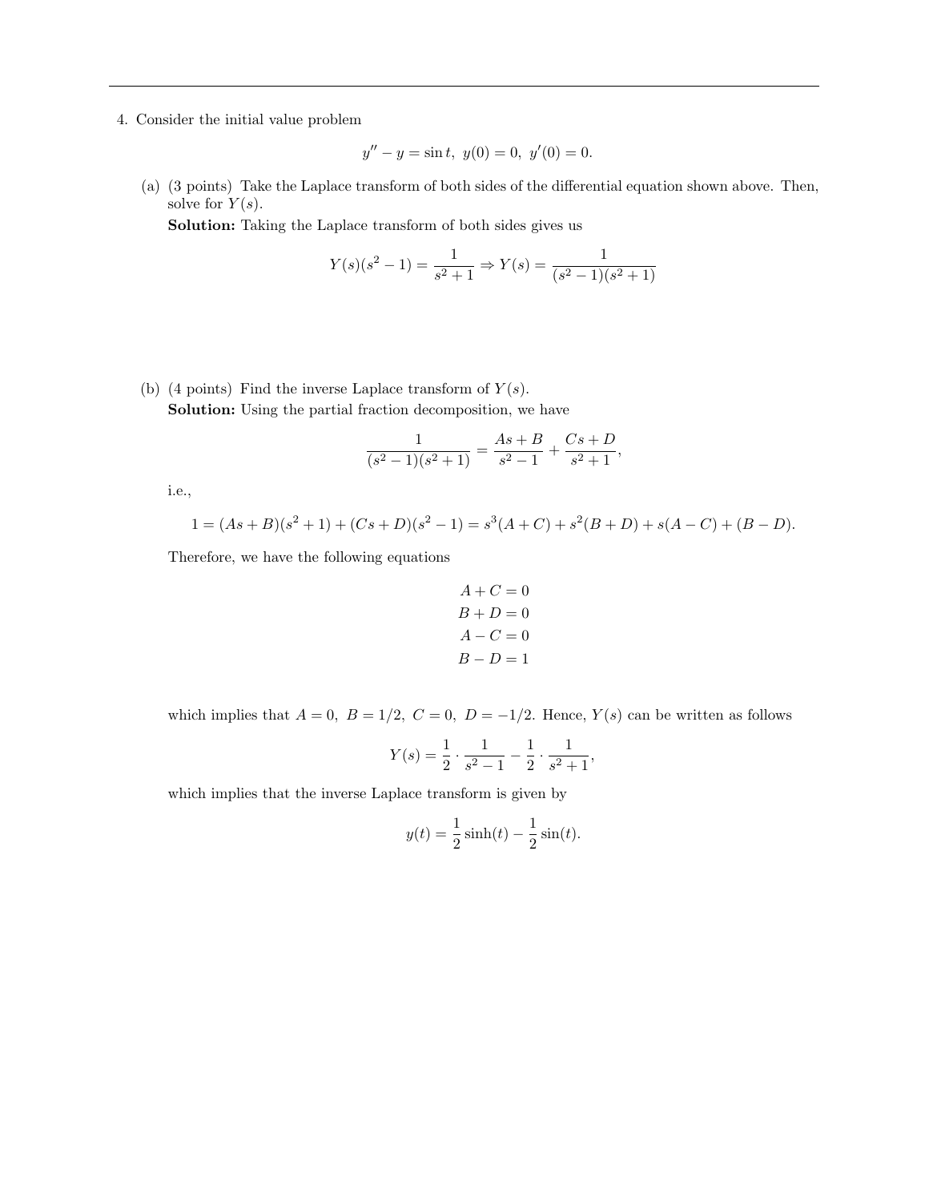4. Consider the initial value problem

$$y'' - y = \sin t, \ y(0) = 0, \ y'(0) = 0.$$

   (a) (3 points) Take the Laplace transform of both sides of the differential equation shown above. Then, solve for $Y(s)$.

   **Solution:** Taking the Laplace transform of both sides gives us

$$Y(s)(s^2 - 1) = \frac{1}{s^2 + 1} \Rightarrow Y(s) = \frac{1}{(s^2 - 1)(s^2 + 1)}$$

   (b) (4 points) Find the inverse Laplace transform of $Y(s)$.

   **Solution:** Using the partial fraction decomposition, we have

$$\frac{1}{(s^2 - 1)(s^2 + 1)} = \frac{As + B}{s^2 - 1} + \frac{Cs + D}{s^2 + 1},$$

   i.e.,

$$1 = (As + B)(s^2 + 1) + (Cs + D)(s^2 - 1) = s^3(A + C) + s^2(B + D) + s(A - C) + (B - D).$$

   Therefore, we have the following equations

$$\begin{aligned} A + C &= 0 \\ B + D &= 0 \\ A - C &= 0 \\ B - D &= 1 \end{aligned}$$

   which implies that $A = 0, \ B = 1/2, \ C = 0, \ D = -1/2$. Hence, $Y(s)$ can be written as follows

$$Y(s) = \frac{1}{2} \cdot \frac{1}{s^2 - 1} - \frac{1}{2} \cdot \frac{1}{s^2 + 1},$$

   which implies that the inverse Laplace transform is given by

$$y(t) = \frac{1}{2} \sinh(t) - \frac{1}{2} \sin(t).$$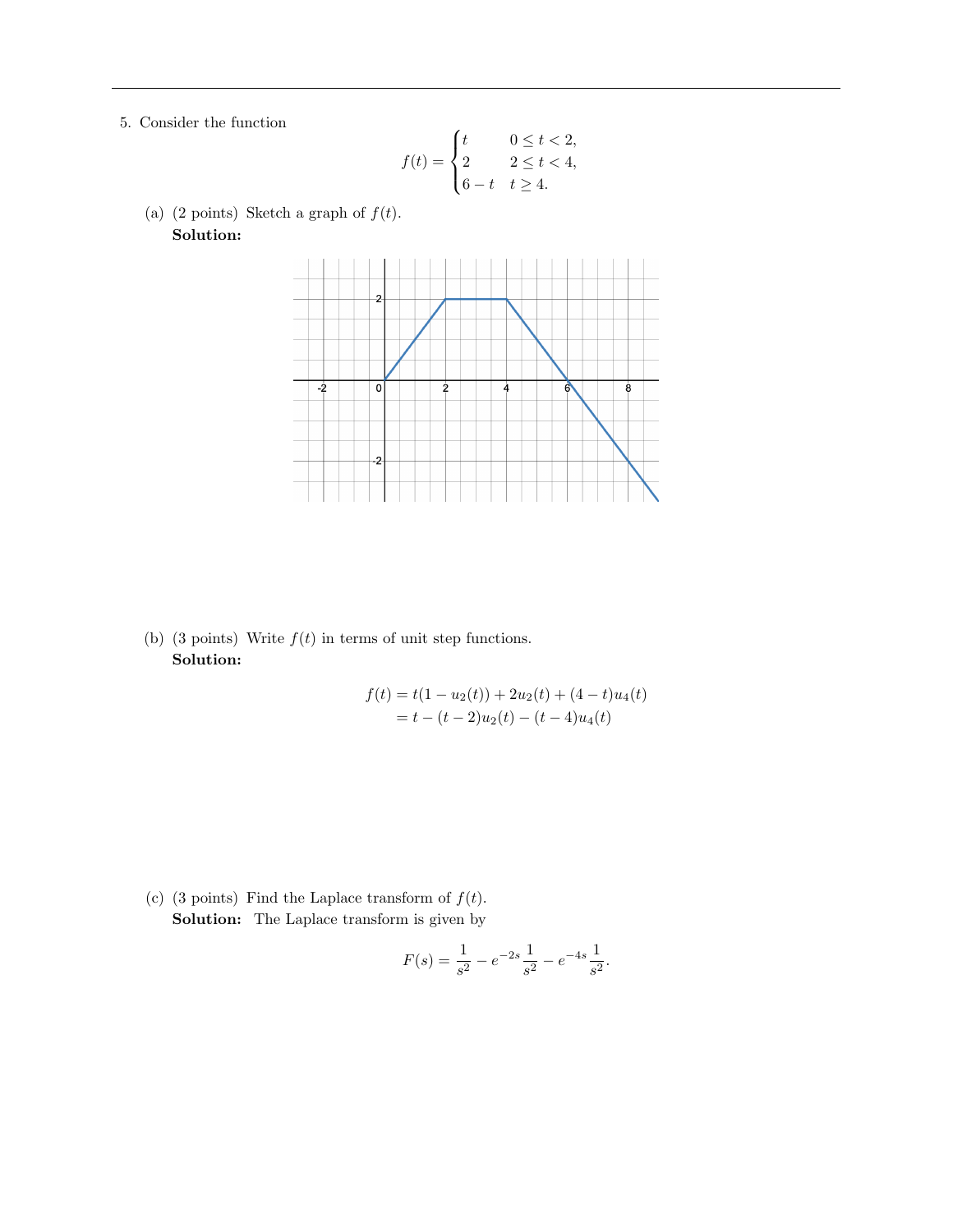5. Consider the function

$$f(t) = \begin{cases} t & 0 \le t < 2, \\ 2 & 2 \le t < 4, \\ 6 - t & t \ge 4. \end{cases}$$

(a) (2 points) Sketch a graph of $f(t)$.

**Solution:**

(b) (3 points) Write $f(t)$ in terms of unit step functions.

**Solution:**

$$\begin{aligned} f(t) &= t(1 - u_2(t)) + 2u_2(t) + (4 - t)u_4(t) \\ &= t - (t - 2)u_2(t) - (t - 4)u_4(t) \end{aligned}$$

(c) (3 points) Find the Laplace transform of $f(t)$.

**Solution:** The Laplace transform is given by

$$F(s) = \frac{1}{s^2} - e^{-2s}\frac{1}{s^2} - e^{-4s}\frac{1}{s^2}.$$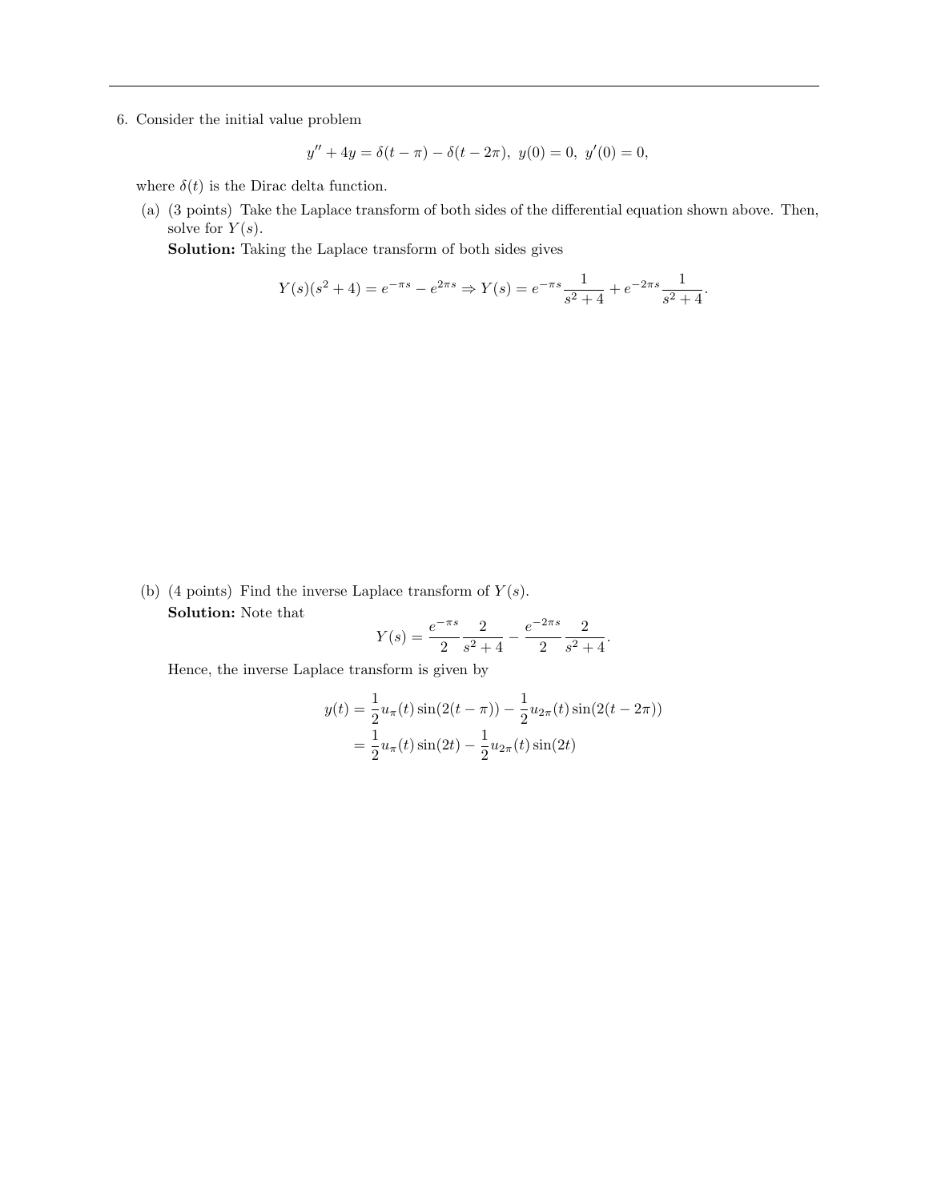6. Consider the initial value problem

$$y'' + 4y = \delta(t - \pi) - \delta(t - 2\pi), \; y(0) = 0, \; y'(0) = 0,$$

where $\delta(t)$ is the Dirac delta function.

(a) (3 points) Take the Laplace transform of both sides of the differential equation shown above. Then, solve for $Y(s)$.

**Solution:** Taking the Laplace transform of both sides gives

$$Y(s)(s^2 + 4) = e^{-\pi s} - e^{2\pi s} \Rightarrow Y(s) = e^{-\pi s}\frac{1}{s^2 + 4} + e^{-2\pi s}\frac{1}{s^2 + 4}.$$

(b) (4 points) Find the inverse Laplace transform of $Y(s)$.

**Solution:** Note that

$$Y(s) = \frac{e^{-\pi s}}{2}\frac{2}{s^2 + 4} - \frac{e^{-2\pi s}}{2}\frac{2}{s^2 + 4}.$$

Hence, the inverse Laplace transform is given by

$$\begin{aligned} y(t) &= \frac{1}{2}u_{\pi}(t)\sin(2(t - \pi)) - \frac{1}{2}u_{2\pi}(t)\sin(2(t - 2\pi)) \\ &= \frac{1}{2}u_{\pi}(t)\sin(2t) - \frac{1}{2}u_{2\pi}(t)\sin(2t) \end{aligned}$$